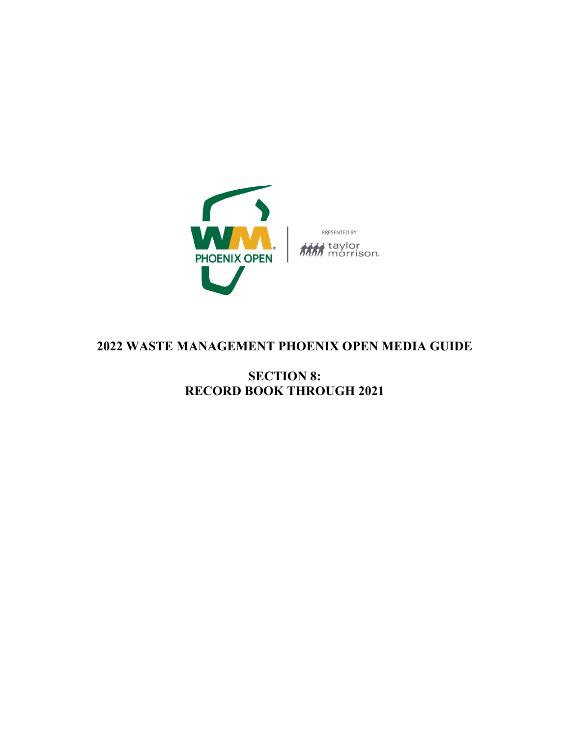WM PHOENIX OPEN

PRESENTED BY taylor morrison.

# 2022 WASTE MANAGEMENT PHOENIX OPEN MEDIA GUIDE

## SECTION 8:
## RECORD BOOK THROUGH 2021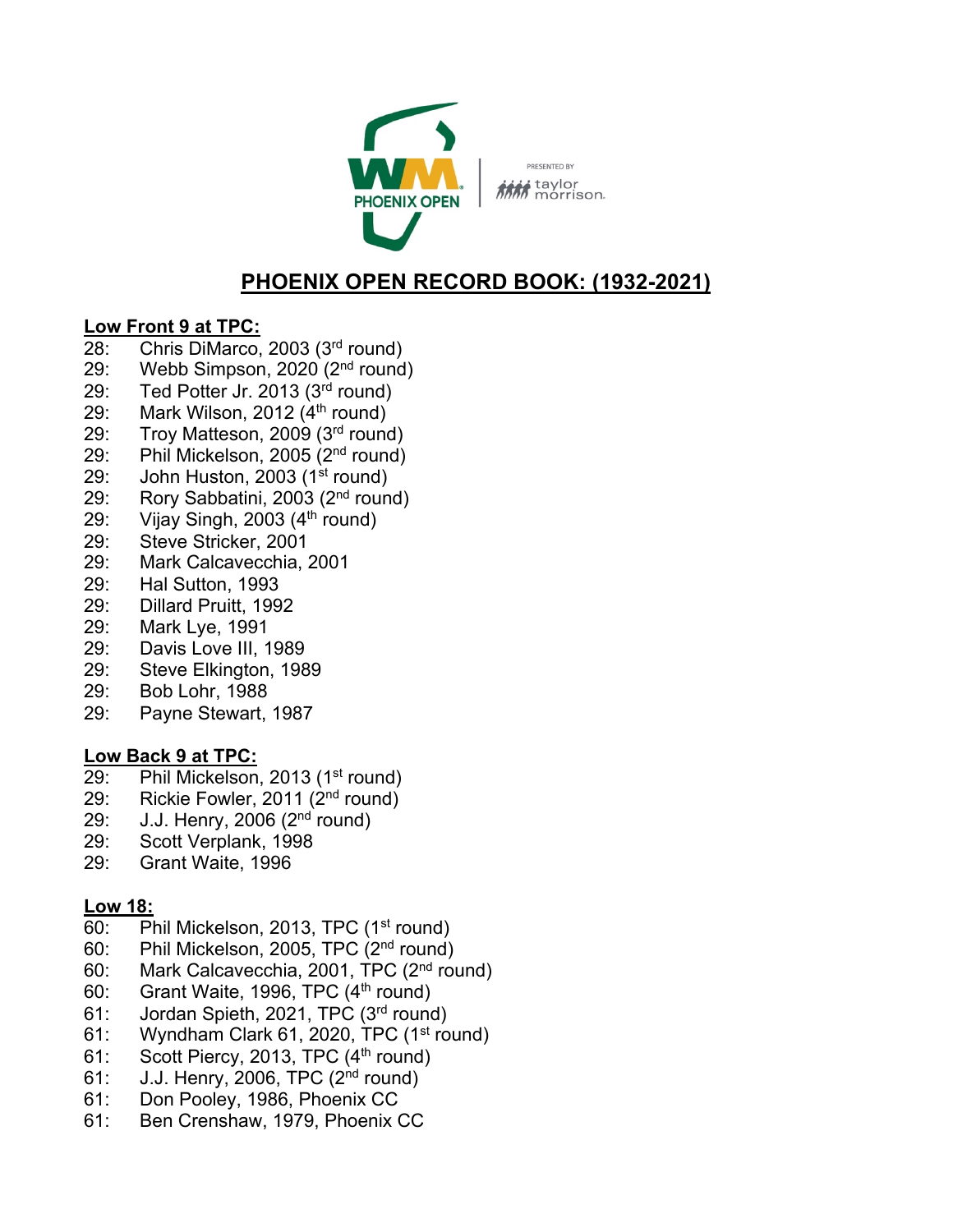# PHOENIX OPEN RECORD BOOK: (1932-2021)

## Low Front 9 at TPC:

28: Chris DiMarco, 2003 (3rd round)
29: Webb Simpson, 2020 (2nd round)
29: Ted Potter Jr. 2013 (3rd round)
29: Mark Wilson, 2012 (4th round)
29: Troy Matteson, 2009 (3rd round)
29: Phil Mickelson, 2005 (2nd round)
29: John Huston, 2003 (1st round)
29: Rory Sabbatini, 2003 (2nd round)
29: Vijay Singh, 2003 (4th round)
29: Steve Stricker, 2001
29: Mark Calcavecchia, 2001
29: Hal Sutton, 1993
29: Dillard Pruitt, 1992
29: Mark Lye, 1991
29: Davis Love III, 1989
29: Steve Elkington, 1989
29: Bob Lohr, 1988
29: Payne Stewart, 1987

## Low Back 9 at TPC:

29: Phil Mickelson, 2013 (1st round)
29: Rickie Fowler, 2011 (2nd round)
29: J.J. Henry, 2006 (2nd round)
29: Scott Verplank, 1998
29: Grant Waite, 1996

## Low 18:

60: Phil Mickelson, 2013, TPC (1st round)
60: Phil Mickelson, 2005, TPC (2nd round)
60: Mark Calcavecchia, 2001, TPC (2nd round)
60: Grant Waite, 1996, TPC (4th round)
61: Jordan Spieth, 2021, TPC (3rd round)
61: Wyndham Clark 61, 2020, TPC (1st round)
61: Scott Piercy, 2013, TPC (4th round)
61: J.J. Henry, 2006, TPC (2nd round)
61: Don Pooley, 1986, Phoenix CC
61: Ben Crenshaw, 1979, Phoenix CC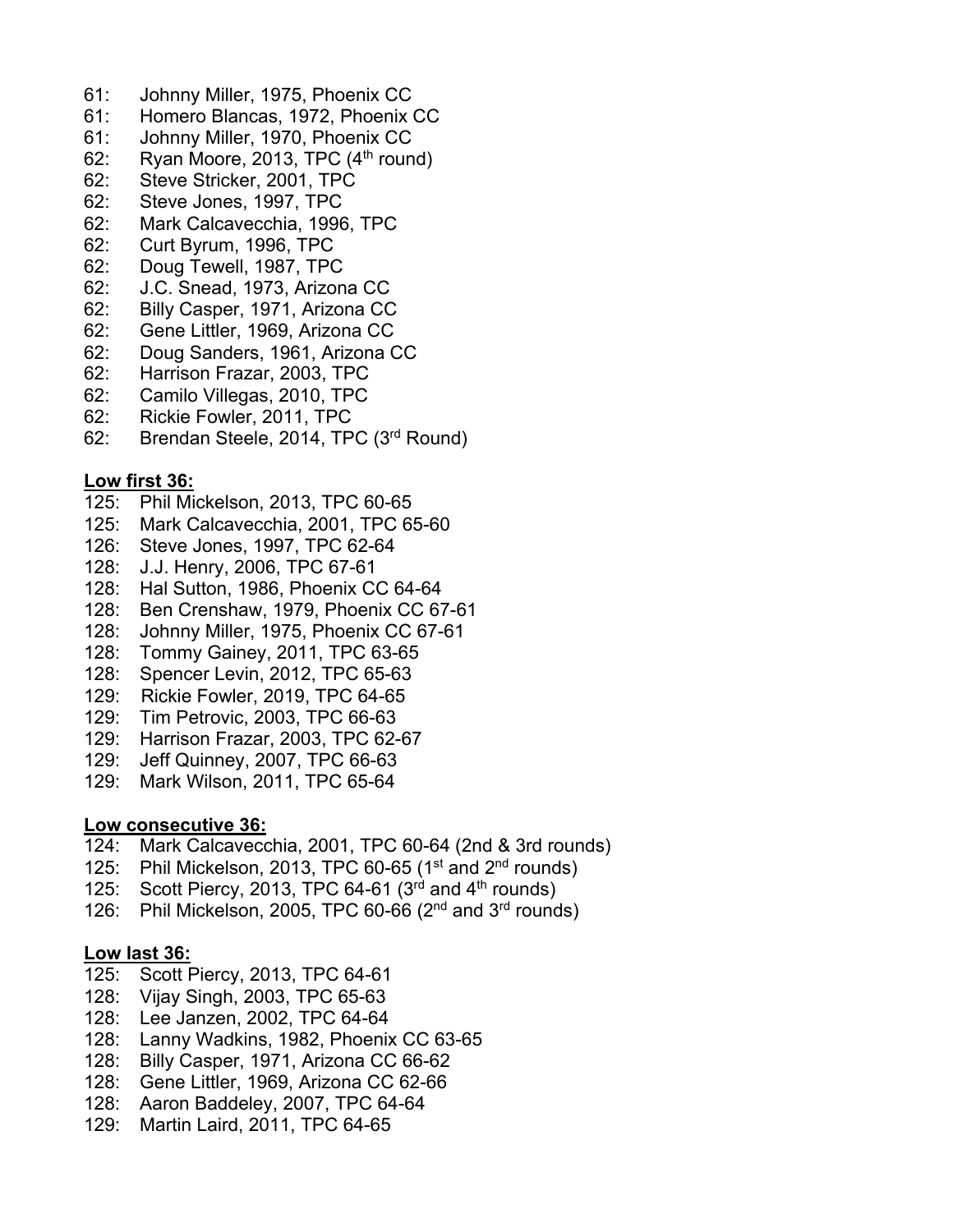61: Johnny Miller, 1975, Phoenix CC
61: Homero Blancas, 1972, Phoenix CC
61: Johnny Miller, 1970, Phoenix CC
62: Ryan Moore, 2013, TPC (4th round)
62: Steve Stricker, 2001, TPC
62: Steve Jones, 1997, TPC
62: Mark Calcavecchia, 1996, TPC
62: Curt Byrum, 1996, TPC
62: Doug Tewell, 1987, TPC
62: J.C. Snead, 1973, Arizona CC
62: Billy Casper, 1971, Arizona CC
62: Gene Littler, 1969, Arizona CC
62: Doug Sanders, 1961, Arizona CC
62: Harrison Frazar, 2003, TPC
62: Camilo Villegas, 2010, TPC
62: Rickie Fowler, 2011, TPC
62: Brendan Steele, 2014, TPC (3rd Round)

**Low first 36:**

125: Phil Mickelson, 2013, TPC 60-65
125: Mark Calcavecchia, 2001, TPC 65-60
126: Steve Jones, 1997, TPC 62-64
128: J.J. Henry, 2006, TPC 67-61
128: Hal Sutton, 1986, Phoenix CC 64-64
128: Ben Crenshaw, 1979, Phoenix CC 67-61
128: Johnny Miller, 1975, Phoenix CC 67-61
128: Tommy Gainey, 2011, TPC 63-65
128: Spencer Levin, 2012, TPC 65-63
129: Rickie Fowler, 2019, TPC 64-65
129: Tim Petrovic, 2003, TPC 66-63
129: Harrison Frazar, 2003, TPC 62-67
129: Jeff Quinney, 2007, TPC 66-63
129: Mark Wilson, 2011, TPC 65-64

**Low consecutive 36:**

124: Mark Calcavecchia, 2001, TPC 60-64 (2nd & 3rd rounds)
125: Phil Mickelson, 2013, TPC 60-65 (1st and 2nd rounds)
125: Scott Piercy, 2013, TPC 64-61 (3rd and 4th rounds)
126: Phil Mickelson, 2005, TPC 60-66 (2nd and 3rd rounds)

**Low last 36:**

125: Scott Piercy, 2013, TPC 64-61
128: Vijay Singh, 2003, TPC 65-63
128: Lee Janzen, 2002, TPC 64-64
128: Lanny Wadkins, 1982, Phoenix CC 63-65
128: Billy Casper, 1971, Arizona CC 66-62
128: Gene Littler, 1969, Arizona CC 62-66
128: Aaron Baddeley, 2007, TPC 64-64
129: Martin Laird, 2011, TPC 64-65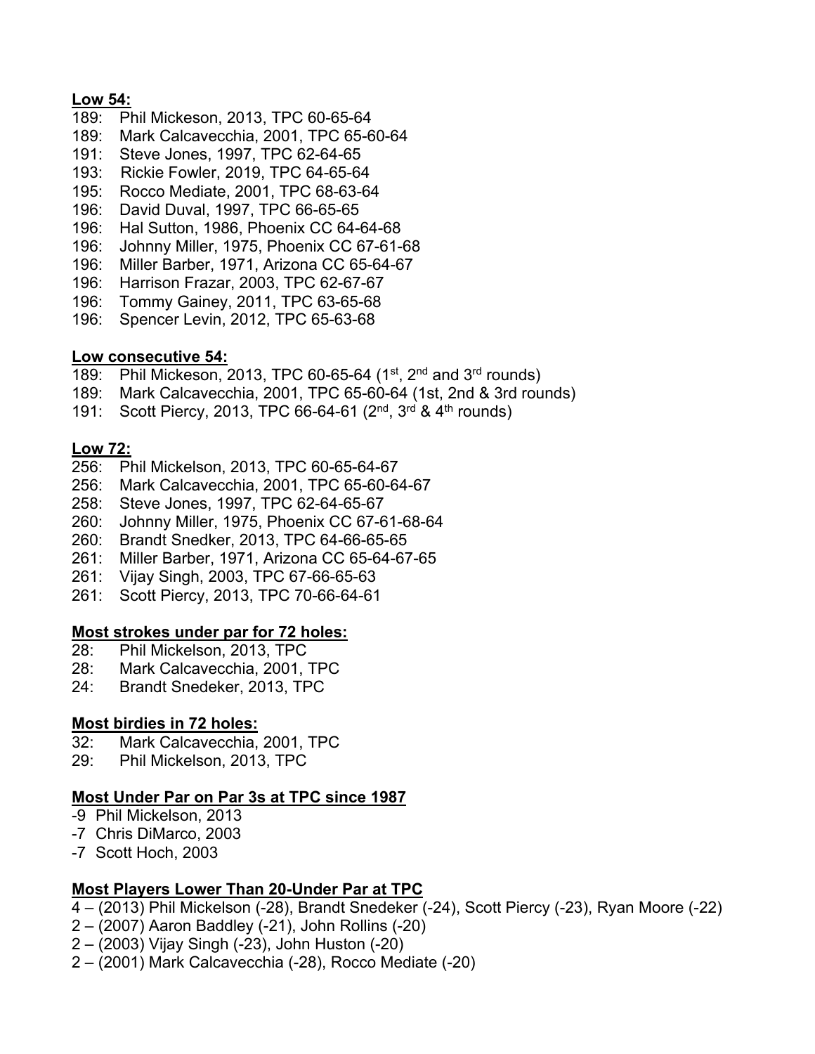**Low 54:**

189: Phil Mickeson, 2013, TPC 60-65-64
189: Mark Calcavecchia, 2001, TPC 65-60-64
191: Steve Jones, 1997, TPC 62-64-65
193: Rickie Fowler, 2019, TPC 64-65-64
195: Rocco Mediate, 2001, TPC 68-63-64
196: David Duval, 1997, TPC 66-65-65
196: Hal Sutton, 1986, Phoenix CC 64-64-68
196: Johnny Miller, 1975, Phoenix CC 67-61-68
196: Miller Barber, 1971, Arizona CC 65-64-67
196: Harrison Frazar, 2003, TPC 62-67-67
196: Tommy Gainey, 2011, TPC 63-65-68
196: Spencer Levin, 2012, TPC 65-63-68

**Low consecutive 54:**

189: Phil Mickeson, 2013, TPC 60-65-64 (1st, 2nd and 3rd rounds)
189: Mark Calcavecchia, 2001, TPC 65-60-64 (1st, 2nd & 3rd rounds)
191: Scott Piercy, 2013, TPC 66-64-61 (2nd, 3rd & 4th rounds)

**Low 72:**

256: Phil Mickelson, 2013, TPC 60-65-64-67
256: Mark Calcavecchia, 2001, TPC 65-60-64-67
258: Steve Jones, 1997, TPC 62-64-65-67
260: Johnny Miller, 1975, Phoenix CC 67-61-68-64
260: Brandt Snedker, 2013, TPC 64-66-65-65
261: Miller Barber, 1971, Arizona CC 65-64-67-65
261: Vijay Singh, 2003, TPC 67-66-65-63
261: Scott Piercy, 2013, TPC 70-66-64-61

**Most strokes under par for 72 holes:**

28: Phil Mickelson, 2013, TPC
28: Mark Calcavecchia, 2001, TPC
24: Brandt Snedeker, 2013, TPC

**Most birdies in 72 holes:**

32: Mark Calcavecchia, 2001, TPC
29: Phil Mickelson, 2013, TPC

**Most Under Par on Par 3s at TPC since 1987**

-9 Phil Mickelson, 2013
-7 Chris DiMarco, 2003
-7 Scott Hoch, 2003

**Most Players Lower Than 20-Under Par at TPC**

4 – (2013) Phil Mickelson (-28), Brandt Snedeker (-24), Scott Piercy (-23), Ryan Moore (-22)
2 – (2007) Aaron Baddley (-21), John Rollins (-20)
2 – (2003) Vijay Singh (-23), John Huston (-20)
2 – (2001) Mark Calcavecchia (-28), Rocco Mediate (-20)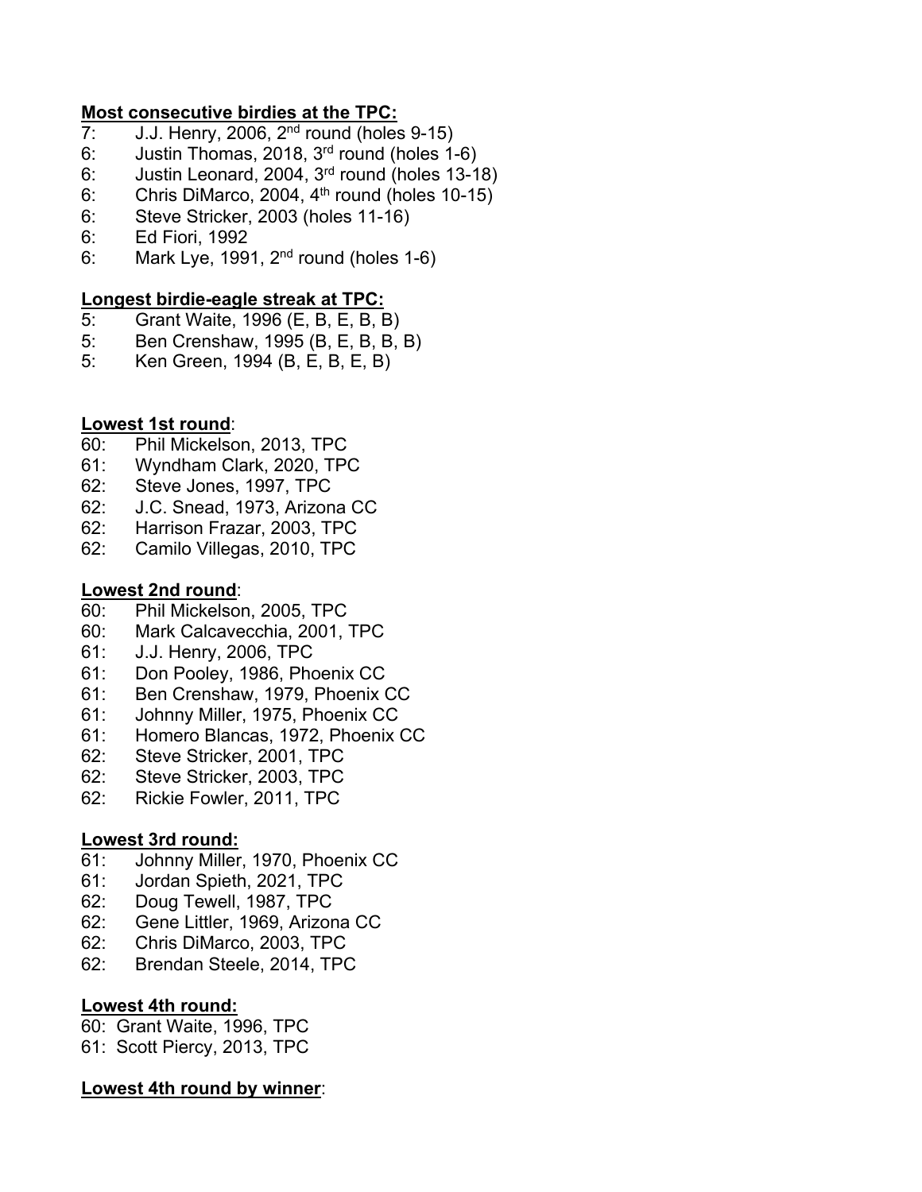**Most consecutive birdies at the TPC:**

7: J.J. Henry, 2006, 2nd round (holes 9-15)
6: Justin Thomas, 2018, 3rd round (holes 1-6)
6: Justin Leonard, 2004, 3rd round (holes 13-18)
6: Chris DiMarco, 2004, 4th round (holes 10-15)
6: Steve Stricker, 2003 (holes 11-16)
6: Ed Fiori, 1992
6: Mark Lye, 1991, 2nd round (holes 1-6)

**Longest birdie-eagle streak at TPC:**

5: Grant Waite, 1996 (E, B, E, B, B)
5: Ben Crenshaw, 1995 (B, E, B, B, B)
5: Ken Green, 1994 (B, E, B, E, B)

**Lowest 1st round**:

60: Phil Mickelson, 2013, TPC
61: Wyndham Clark, 2020, TPC
62: Steve Jones, 1997, TPC
62: J.C. Snead, 1973, Arizona CC
62: Harrison Frazar, 2003, TPC
62: Camilo Villegas, 2010, TPC

**Lowest 2nd round**:

60: Phil Mickelson, 2005, TPC
60: Mark Calcavecchia, 2001, TPC
61: J.J. Henry, 2006, TPC
61: Don Pooley, 1986, Phoenix CC
61: Ben Crenshaw, 1979, Phoenix CC
61: Johnny Miller, 1975, Phoenix CC
61: Homero Blancas, 1972, Phoenix CC
62: Steve Stricker, 2001, TPC
62: Steve Stricker, 2003, TPC
62: Rickie Fowler, 2011, TPC

**Lowest 3rd round:**

61: Johnny Miller, 1970, Phoenix CC
61: Jordan Spieth, 2021, TPC
62: Doug Tewell, 1987, TPC
62: Gene Littler, 1969, Arizona CC
62: Chris DiMarco, 2003, TPC
62: Brendan Steele, 2014, TPC

**Lowest 4th round:**

60: Grant Waite, 1996, TPC
61: Scott Piercy, 2013, TPC

**Lowest 4th round by winner**: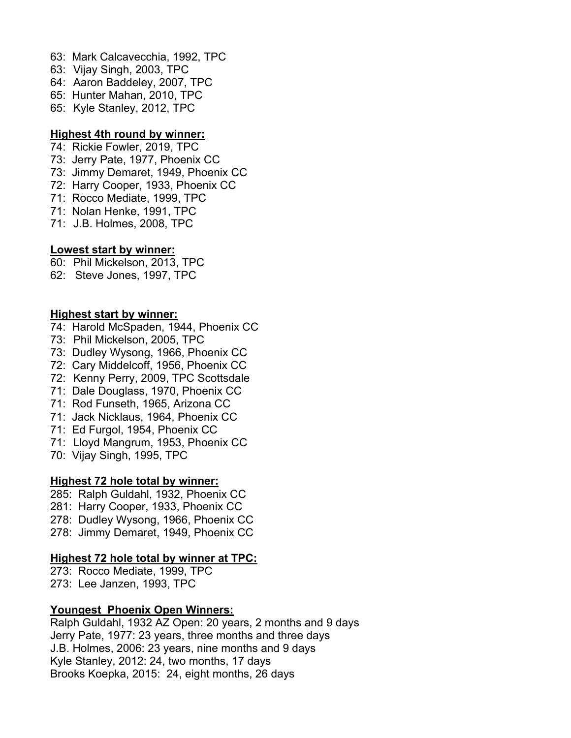63: Mark Calcavecchia, 1992, TPC
63: Vijay Singh, 2003, TPC
64: Aaron Baddeley, 2007, TPC
65: Hunter Mahan, 2010, TPC
65: Kyle Stanley, 2012, TPC

**Highest 4th round by winner:**

74: Rickie Fowler, 2019, TPC
73: Jerry Pate, 1977, Phoenix CC
73: Jimmy Demaret, 1949, Phoenix CC
72: Harry Cooper, 1933, Phoenix CC
71: Rocco Mediate, 1999, TPC
71: Nolan Henke, 1991, TPC
71: J.B. Holmes, 2008, TPC

**Lowest start by winner:**

60: Phil Mickelson, 2013, TPC
62: Steve Jones, 1997, TPC

**Highest start by winner:**

74: Harold McSpaden, 1944, Phoenix CC
73: Phil Mickelson, 2005, TPC
73: Dudley Wysong, 1966, Phoenix CC
72: Cary Middelcoff, 1956, Phoenix CC
72: Kenny Perry, 2009, TPC Scottsdale
71: Dale Douglass, 1970, Phoenix CC
71: Rod Funseth, 1965, Arizona CC
71: Jack Nicklaus, 1964, Phoenix CC
71: Ed Furgol, 1954, Phoenix CC
71: Lloyd Mangrum, 1953, Phoenix CC
70: Vijay Singh, 1995, TPC

**Highest 72 hole total by winner:**

285: Ralph Guldahl, 1932, Phoenix CC
281: Harry Cooper, 1933, Phoenix CC
278: Dudley Wysong, 1966, Phoenix CC
278: Jimmy Demaret, 1949, Phoenix CC

**Highest 72 hole total by winner at TPC:**

273: Rocco Mediate, 1999, TPC
273: Lee Janzen, 1993, TPC

**Youngest Phoenix Open Winners:**

Ralph Guldahl, 1932 AZ Open: 20 years, 2 months and 9 days
Jerry Pate, 1977: 23 years, three months and three days
J.B. Holmes, 2006: 23 years, nine months and 9 days
Kyle Stanley, 2012: 24, two months, 17 days
Brooks Koepka, 2015: 24, eight months, 26 days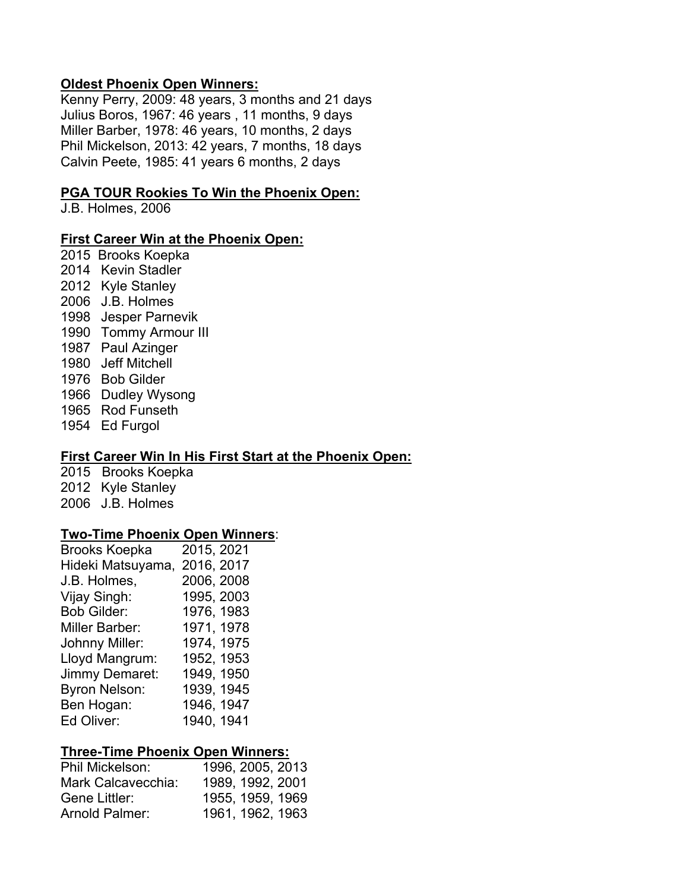**Oldest Phoenix Open Winners:**

Kenny Perry, 2009: 48 years, 3 months and 21 days
Julius Boros, 1967: 46 years , 11 months, 9 days
Miller Barber, 1978: 46 years, 10 months, 2 days
Phil Mickelson, 2013: 42 years, 7 months, 18 days
Calvin Peete, 1985: 41 years 6 months, 2 days

**PGA TOUR Rookies To Win the Phoenix Open:**

J.B. Holmes, 2006

**First Career Win at the Phoenix Open:**

2015 Brooks Koepka
2014 Kevin Stadler
2012 Kyle Stanley
2006 J.B. Holmes
1998 Jesper Parnevik
1990 Tommy Armour III
1987 Paul Azinger
1980 Jeff Mitchell
1976 Bob Gilder
1966 Dudley Wysong
1965 Rod Funseth
1954 Ed Furgol

**First Career Win In His First Start at the Phoenix Open:**

2015 Brooks Koepka
2012 Kyle Stanley
2006 J.B. Holmes

**Two-Time Phoenix Open Winners**:

| | |
|---|---|
| Brooks Koepka | 2015, 2021 |
| Hideki Matsuyama, | 2016, 2017 |
| J.B. Holmes, | 2006, 2008 |
| Vijay Singh: | 1995, 2003 |
| Bob Gilder: | 1976, 1983 |
| Miller Barber: | 1971, 1978 |
| Johnny Miller: | 1974, 1975 |
| Lloyd Mangrum: | 1952, 1953 |
| Jimmy Demaret: | 1949, 1950 |
| Byron Nelson: | 1939, 1945 |
| Ben Hogan: | 1946, 1947 |
| Ed Oliver: | 1940, 1941 |

**Three-Time Phoenix Open Winners:**

| | |
|---|---|
| Phil Mickelson: | 1996, 2005, 2013 |
| Mark Calcavecchia: | 1989, 1992, 2001 |
| Gene Littler: | 1955, 1959, 1969 |
| Arnold Palmer: | 1961, 1962, 1963 |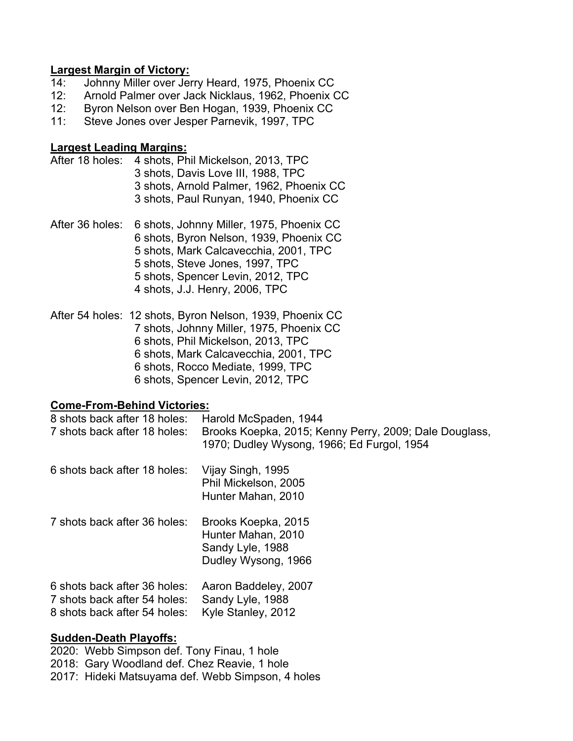**Largest Margin of Victory:**

14: Johnny Miller over Jerry Heard, 1975, Phoenix CC
12: Arnold Palmer over Jack Nicklaus, 1962, Phoenix CC
12: Byron Nelson over Ben Hogan, 1939, Phoenix CC
11: Steve Jones over Jesper Parnevik, 1997, TPC

**Largest Leading Margins:**

After 18 holes: 4 shots, Phil Mickelson, 2013, TPC
3 shots, Davis Love III, 1988, TPC
3 shots, Arnold Palmer, 1962, Phoenix CC
3 shots, Paul Runyan, 1940, Phoenix CC

After 36 holes: 6 shots, Johnny Miller, 1975, Phoenix CC
6 shots, Byron Nelson, 1939, Phoenix CC
5 shots, Mark Calcavecchia, 2001, TPC
5 shots, Steve Jones, 1997, TPC
5 shots, Spencer Levin, 2012, TPC
4 shots, J.J. Henry, 2006, TPC

After 54 holes: 12 shots, Byron Nelson, 1939, Phoenix CC
7 shots, Johnny Miller, 1975, Phoenix CC
6 shots, Phil Mickelson, 2013, TPC
6 shots, Mark Calcavecchia, 2001, TPC
6 shots, Rocco Mediate, 1999, TPC
6 shots, Spencer Levin, 2012, TPC

**Come-From-Behind Victories:**

8 shots back after 18 holes: Harold McSpaden, 1944
7 shots back after 18 holes: Brooks Koepka, 2015; Kenny Perry, 2009; Dale Douglass, 1970; Dudley Wysong, 1966; Ed Furgol, 1954

6 shots back after 18 holes: Vijay Singh, 1995
Phil Mickelson, 2005
Hunter Mahan, 2010

7 shots back after 36 holes: Brooks Koepka, 2015
Hunter Mahan, 2010
Sandy Lyle, 1988
Dudley Wysong, 1966

6 shots back after 36 holes: Aaron Baddeley, 2007
7 shots back after 54 holes: Sandy Lyle, 1988
8 shots back after 54 holes: Kyle Stanley, 2012

**Sudden-Death Playoffs:**

2020: Webb Simpson def. Tony Finau, 1 hole
2018: Gary Woodland def. Chez Reavie, 1 hole
2017: Hideki Matsuyama def. Webb Simpson, 4 holes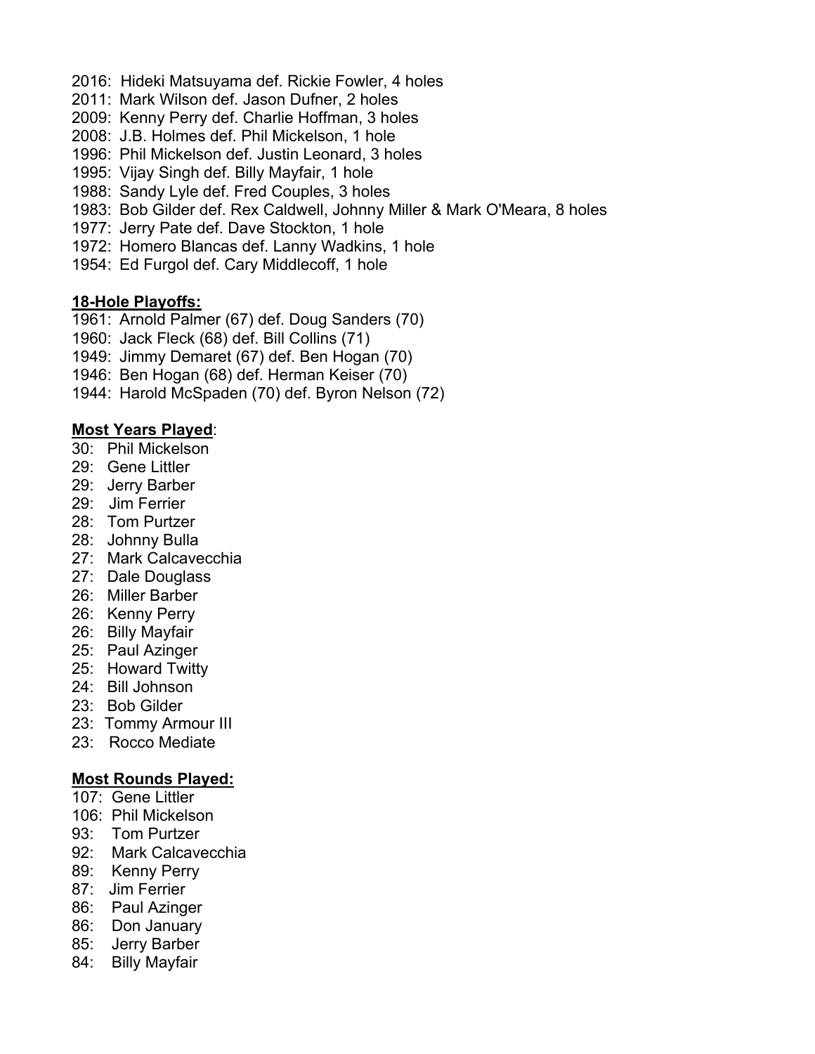2016: Hideki Matsuyama def. Rickie Fowler, 4 holes
2011: Mark Wilson def. Jason Dufner, 2 holes
2009: Kenny Perry def. Charlie Hoffman, 3 holes
2008: J.B. Holmes def. Phil Mickelson, 1 hole
1996: Phil Mickelson def. Justin Leonard, 3 holes
1995: Vijay Singh def. Billy Mayfair, 1 hole
1988: Sandy Lyle def. Fred Couples, 3 holes
1983: Bob Gilder def. Rex Caldwell, Johnny Miller & Mark O'Meara, 8 holes
1977: Jerry Pate def. Dave Stockton, 1 hole
1972: Homero Blancas def. Lanny Wadkins, 1 hole
1954: Ed Furgol def. Cary Middlecoff, 1 hole

**18-Hole Playoffs:**

1961: Arnold Palmer (67) def. Doug Sanders (70)
1960: Jack Fleck (68) def. Bill Collins (71)
1949: Jimmy Demaret (67) def. Ben Hogan (70)
1946: Ben Hogan (68) def. Herman Keiser (70)
1944: Harold McSpaden (70) def. Byron Nelson (72)

**Most Years Played**:

30: Phil Mickelson
29: Gene Littler
29: Jerry Barber
29: Jim Ferrier
28: Tom Purtzer
28: Johnny Bulla
27: Mark Calcavecchia
27: Dale Douglass
26: Miller Barber
26: Kenny Perry
26: Billy Mayfair
25: Paul Azinger
25: Howard Twitty
24: Bill Johnson
23: Bob Gilder
23: Tommy Armour III
23: Rocco Mediate

**Most Rounds Played:**

107: Gene Littler
106: Phil Mickelson
93: Tom Purtzer
92: Mark Calcavecchia
89: Kenny Perry
87: Jim Ferrier
86: Paul Azinger
86: Don January
85: Jerry Barber
84: Billy Mayfair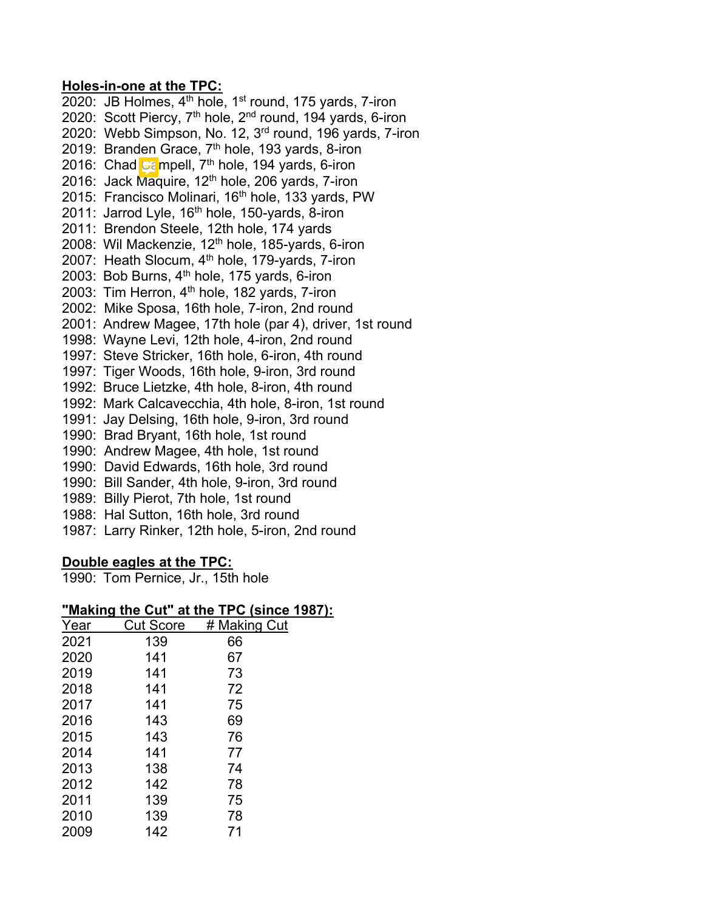**Holes-in-one at the TPC:**

2020: JB Holmes, 4th hole, 1st round, 175 yards, 7-iron
2020: Scott Piercy, 7th hole, 2nd round, 194 yards, 6-iron
2020: Webb Simpson, No. 12, 3rd round, 196 yards, 7-iron
2019: Branden Grace, 7th hole, 193 yards, 8-iron
2016: Chad Campell, 7th hole, 194 yards, 6-iron
2016: Jack Maquire, 12th hole, 206 yards, 7-iron
2015: Francisco Molinari, 16th hole, 133 yards, PW
2011: Jarrod Lyle, 16th hole, 150-yards, 8-iron
2011: Brendon Steele, 12th hole, 174 yards
2008: Wil Mackenzie, 12th hole, 185-yards, 6-iron
2007: Heath Slocum, 4th hole, 179-yards, 7-iron
2003: Bob Burns, 4th hole, 175 yards, 6-iron
2003: Tim Herron, 4th hole, 182 yards, 7-iron
2002: Mike Sposa, 16th hole, 7-iron, 2nd round
2001: Andrew Magee, 17th hole (par 4), driver, 1st round
1998: Wayne Levi, 12th hole, 4-iron, 2nd round
1997: Steve Stricker, 16th hole, 6-iron, 4th round
1997: Tiger Woods, 16th hole, 9-iron, 3rd round
1992: Bruce Lietzke, 4th hole, 8-iron, 4th round
1992: Mark Calcavecchia, 4th hole, 8-iron, 1st round
1991: Jay Delsing, 16th hole, 9-iron, 3rd round
1990: Brad Bryant, 16th hole, 1st round
1990: Andrew Magee, 4th hole, 1st round
1990: David Edwards, 16th hole, 3rd round
1990: Bill Sander, 4th hole, 9-iron, 3rd round
1989: Billy Pierot, 7th hole, 1st round
1988: Hal Sutton, 16th hole, 3rd round
1987: Larry Rinker, 12th hole, 5-iron, 2nd round

**Double eagles at the TPC:**

1990: Tom Pernice, Jr., 15th hole

**"Making the Cut" at the TPC (since 1987):**

| Year | Cut Score | # Making Cut |
|---|---|---|
| 2021 | 139 | 66 |
| 2020 | 141 | 67 |
| 2019 | 141 | 73 |
| 2018 | 141 | 72 |
| 2017 | 141 | 75 |
| 2016 | 143 | 69 |
| 2015 | 143 | 76 |
| 2014 | 141 | 77 |
| 2013 | 138 | 74 |
| 2012 | 142 | 78 |
| 2011 | 139 | 75 |
| 2010 | 139 | 78 |
| 2009 | 142 | 71 |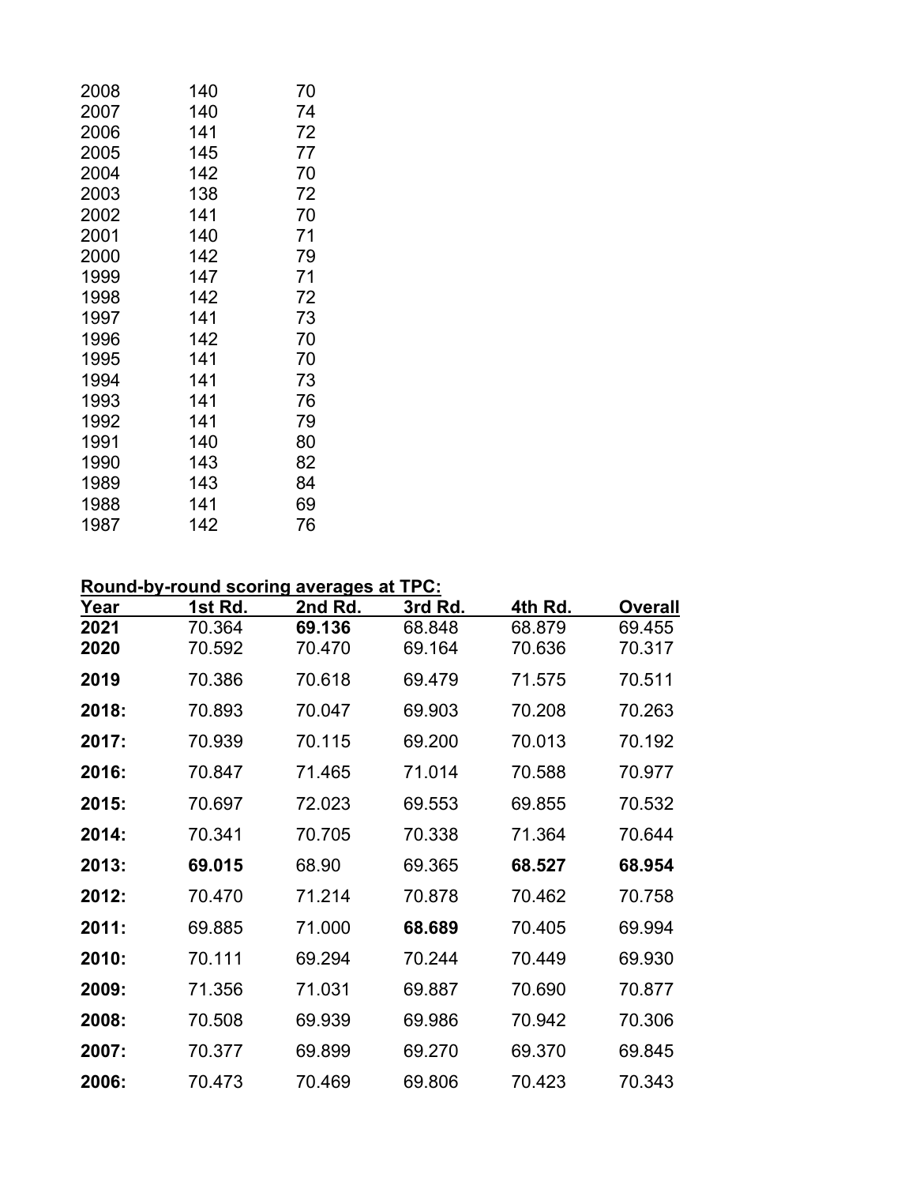| | | |
|---|---|---|
| 2008 | 140 | 70 |
| 2007 | 140 | 74 |
| 2006 | 141 | 72 |
| 2005 | 145 | 77 |
| 2004 | 142 | 70 |
| 2003 | 138 | 72 |
| 2002 | 141 | 70 |
| 2001 | 140 | 71 |
| 2000 | 142 | 79 |
| 1999 | 147 | 71 |
| 1998 | 142 | 72 |
| 1997 | 141 | 73 |
| 1996 | 142 | 70 |
| 1995 | 141 | 70 |
| 1994 | 141 | 73 |
| 1993 | 141 | 76 |
| 1992 | 141 | 79 |
| 1991 | 140 | 80 |
| 1990 | 143 | 82 |
| 1989 | 143 | 84 |
| 1988 | 141 | 69 |
| 1987 | 142 | 76 |

**Round-by-round scoring averages at TPC:**

| Year | 1st Rd. | 2nd Rd. | 3rd Rd. | 4th Rd. | Overall |
|---|---|---|---|---|---|
| **2021** | 70.364 | **69.136** | 68.848 | 68.879 | 69.455 |
| **2020** | 70.592 | 70.470 | 69.164 | 70.636 | 70.317 |
| **2019** | 70.386 | 70.618 | 69.479 | 71.575 | 70.511 |
| **2018:** | 70.893 | 70.047 | 69.903 | 70.208 | 70.263 |
| **2017:** | 70.939 | 70.115 | 69.200 | 70.013 | 70.192 |
| **2016:** | 70.847 | 71.465 | 71.014 | 70.588 | 70.977 |
| **2015:** | 70.697 | 72.023 | 69.553 | 69.855 | 70.532 |
| **2014:** | 70.341 | 70.705 | 70.338 | 71.364 | 70.644 |
| **2013:** | **69.015** | 68.90 | 69.365 | **68.527** | **68.954** |
| **2012:** | 70.470 | 71.214 | 70.878 | 70.462 | 70.758 |
| **2011:** | 69.885 | 71.000 | **68.689** | 70.405 | 69.994 |
| **2010:** | 70.111 | 69.294 | 70.244 | 70.449 | 69.930 |
| **2009:** | 71.356 | 71.031 | 69.887 | 70.690 | 70.877 |
| **2008:** | 70.508 | 69.939 | 69.986 | 70.942 | 70.306 |
| **2007:** | 70.377 | 69.899 | 69.270 | 69.370 | 69.845 |
| **2006:** | 70.473 | 70.469 | 69.806 | 70.423 | 70.343 |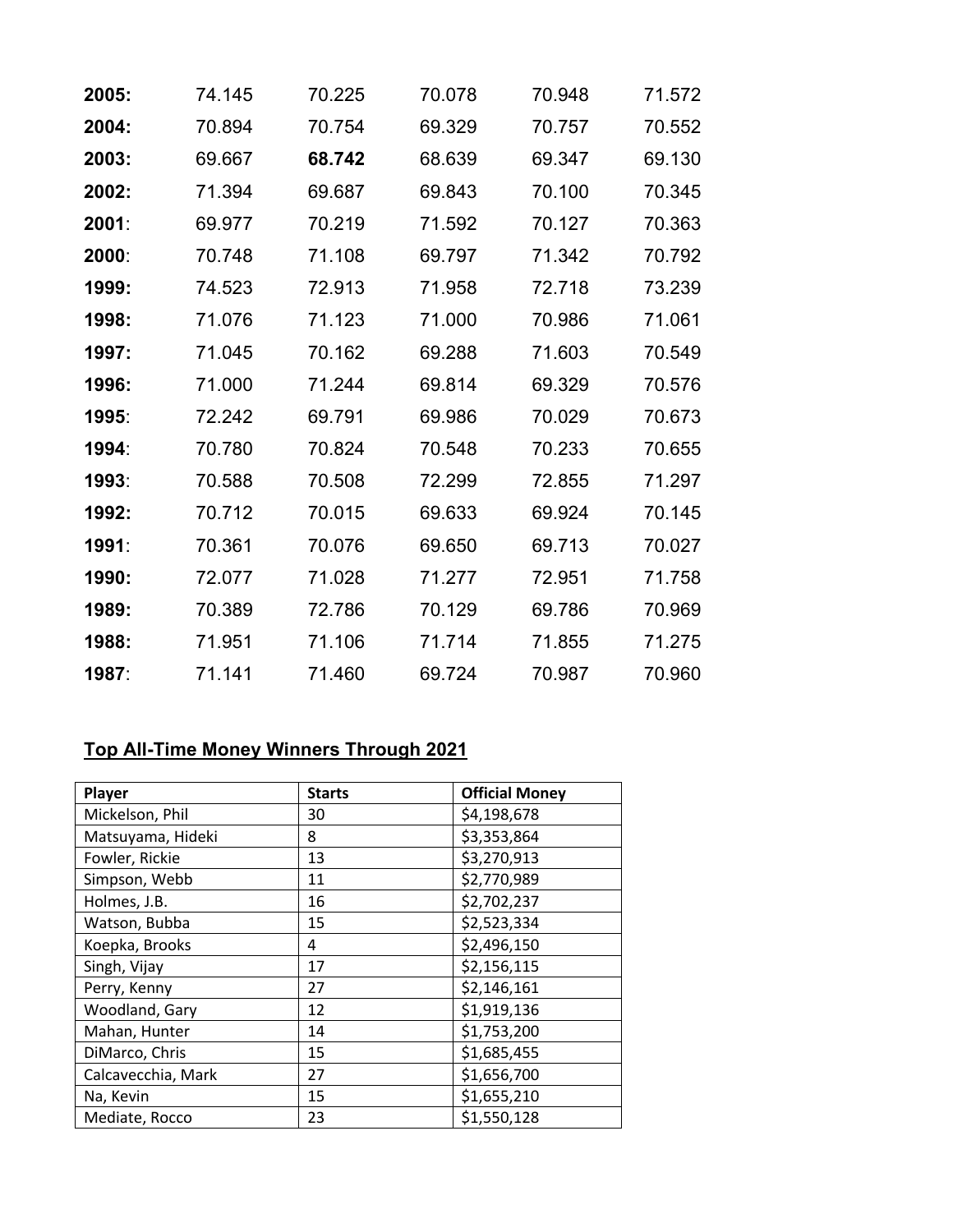| | | | | | |
|---|---|---|---|---|---|
| **2005:** | 74.145 | 70.225 | 70.078 | 70.948 | 71.572 |
| **2004:** | 70.894 | 70.754 | 69.329 | 70.757 | 70.552 |
| **2003:** | 69.667 | **68.742** | 68.639 | 69.347 | 69.130 |
| **2002:** | 71.394 | 69.687 | 69.843 | 70.100 | 70.345 |
| **2001**: | 69.977 | 70.219 | 71.592 | 70.127 | 70.363 |
| **2000**: | 70.748 | 71.108 | 69.797 | 71.342 | 70.792 |
| **1999:** | 74.523 | 72.913 | 71.958 | 72.718 | 73.239 |
| **1998:** | 71.076 | 71.123 | 71.000 | 70.986 | 71.061 |
| **1997:** | 71.045 | 70.162 | 69.288 | 71.603 | 70.549 |
| **1996:** | 71.000 | 71.244 | 69.814 | 69.329 | 70.576 |
| **1995**: | 72.242 | 69.791 | 69.986 | 70.029 | 70.673 |
| **1994**: | 70.780 | 70.824 | 70.548 | 70.233 | 70.655 |
| **1993**: | 70.588 | 70.508 | 72.299 | 72.855 | 71.297 |
| **1992:** | 70.712 | 70.015 | 69.633 | 69.924 | 70.145 |
| **1991**: | 70.361 | 70.076 | 69.650 | 69.713 | 70.027 |
| **1990:** | 72.077 | 71.028 | 71.277 | 72.951 | 71.758 |
| **1989:** | 70.389 | 72.786 | 70.129 | 69.786 | 70.969 |
| **1988:** | 71.951 | 71.106 | 71.714 | 71.855 | 71.275 |
| **1987**: | 71.141 | 71.460 | 69.724 | 70.987 | 70.960 |

## Top All-Time Money Winners Through 2021

| Player | Starts | Official Money |
|---|---|---|
| Mickelson, Phil | 30 | $4,198,678 |
| Matsuyama, Hideki | 8 | $3,353,864 |
| Fowler, Rickie | 13 | $3,270,913 |
| Simpson, Webb | 11 | $2,770,989 |
| Holmes, J.B. | 16 | $2,702,237 |
| Watson, Bubba | 15 | $2,523,334 |
| Koepka, Brooks | 4 | $2,496,150 |
| Singh, Vijay | 17 | $2,156,115 |
| Perry, Kenny | 27 | $2,146,161 |
| Woodland, Gary | 12 | $1,919,136 |
| Mahan, Hunter | 14 | $1,753,200 |
| DiMarco, Chris | 15 | $1,685,455 |
| Calcavecchia, Mark | 27 | $1,656,700 |
| Na, Kevin | 15 | $1,655,210 |
| Mediate, Rocco | 23 | $1,550,128 |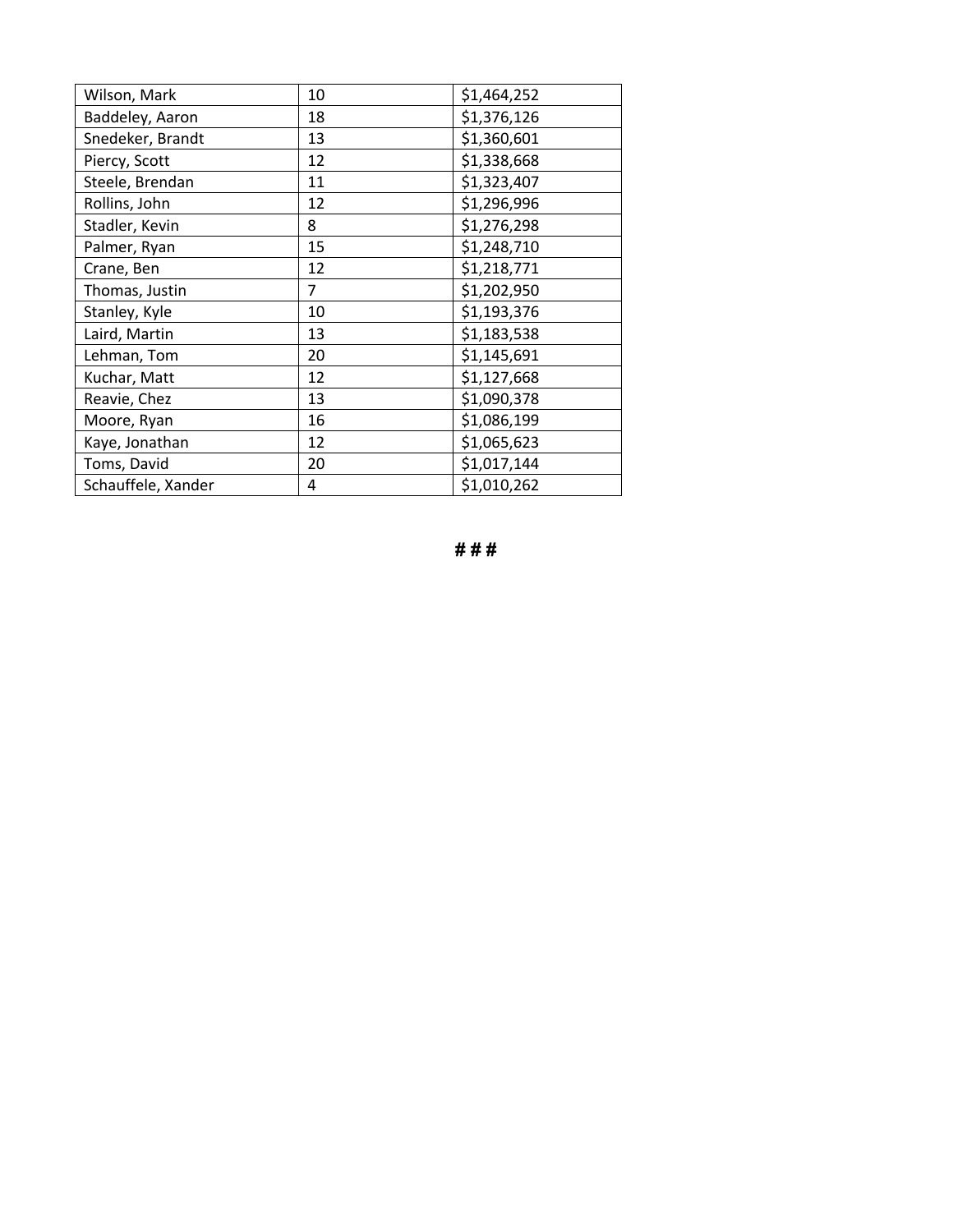| | | |
|---|---|---|
| Wilson, Mark | 10 | $1,464,252 |
| Baddeley, Aaron | 18 | $1,376,126 |
| Snedeker, Brandt | 13 | $1,360,601 |
| Piercy, Scott | 12 | $1,338,668 |
| Steele, Brendan | 11 | $1,323,407 |
| Rollins, John | 12 | $1,296,996 |
| Stadler, Kevin | 8 | $1,276,298 |
| Palmer, Ryan | 15 | $1,248,710 |
| Crane, Ben | 12 | $1,218,771 |
| Thomas, Justin | 7 | $1,202,950 |
| Stanley, Kyle | 10 | $1,193,376 |
| Laird, Martin | 13 | $1,183,538 |
| Lehman, Tom | 20 | $1,145,691 |
| Kuchar, Matt | 12 | $1,127,668 |
| Reavie, Chez | 13 | $1,090,378 |
| Moore, Ryan | 16 | $1,086,199 |
| Kaye, Jonathan | 12 | $1,065,623 |
| Toms, David | 20 | $1,017,144 |
| Schauffele, Xander | 4 | $1,010,262 |

**# # #**